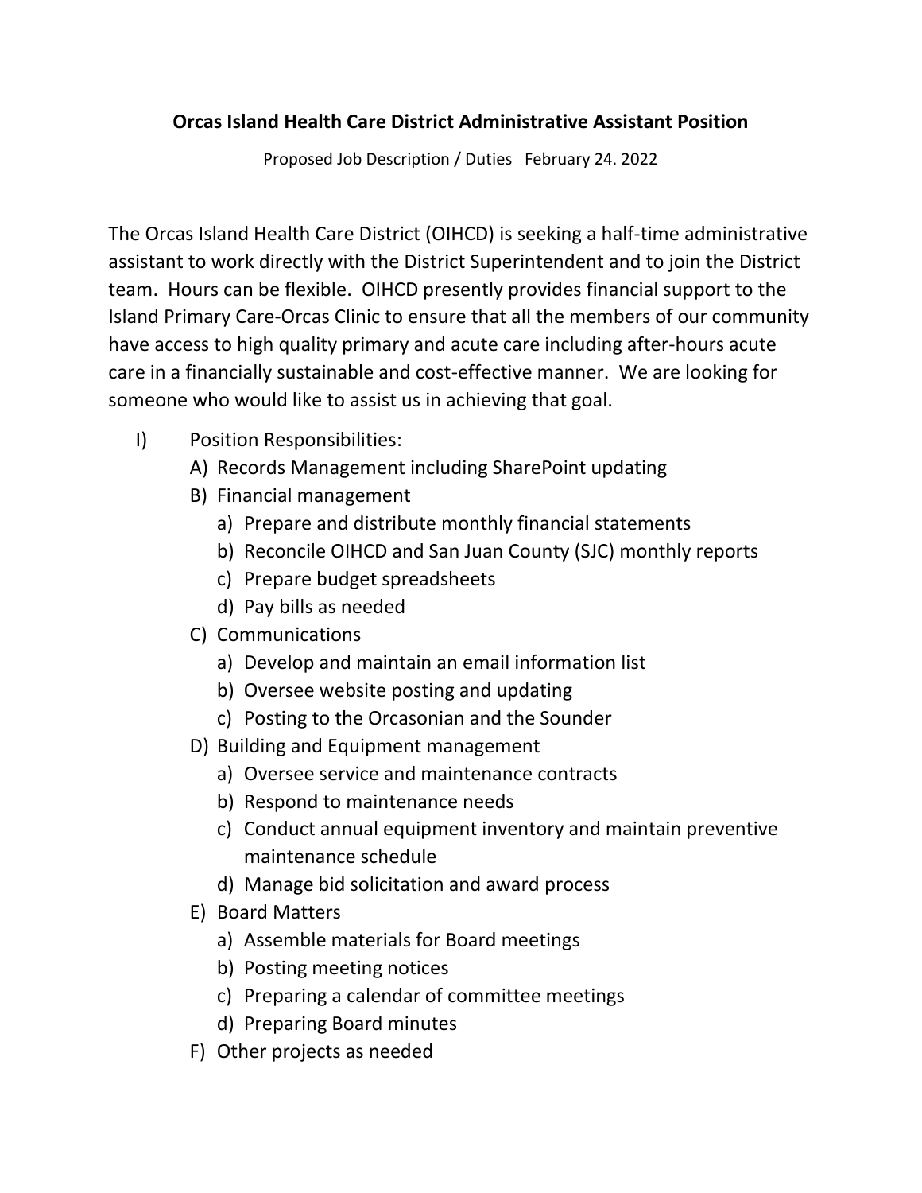# Orcas Island Health Care District Administrative Assistant Position

Proposed Job Description / Duties February 24. 2022

The Orcas Island Health Care District (OIHCD) is seeking a half-time administrative assistant to work directly with the District Superintendent and to join the District team. Hours can be flexible. OIHCD presently provides financial support to the Island Primary Care-Orcas Clinic to ensure that all the members of our community have access to high quality primary and acute care including after-hours acute care in a financially sustainable and cost-effective manner. We are looking for someone who would like to assist us in achieving that goal.

I) Position Responsibilities:
   - A) Records Management including SharePoint updating
   - B) Financial management
     - a) Prepare and distribute monthly financial statements
     - b) Reconcile OIHCD and San Juan County (SJC) monthly reports
     - c) Prepare budget spreadsheets
     - d) Pay bills as needed
   - C) Communications
     - a) Develop and maintain an email information list
     - b) Oversee website posting and updating
     - c) Posting to the Orcasonian and the Sounder
   - D) Building and Equipment management
     - a) Oversee service and maintenance contracts
     - b) Respond to maintenance needs
     - c) Conduct annual equipment inventory and maintain preventive maintenance schedule
     - d) Manage bid solicitation and award process
   - E) Board Matters
     - a) Assemble materials for Board meetings
     - b) Posting meeting notices
     - c) Preparing a calendar of committee meetings
     - d) Preparing Board minutes
   - F) Other projects as needed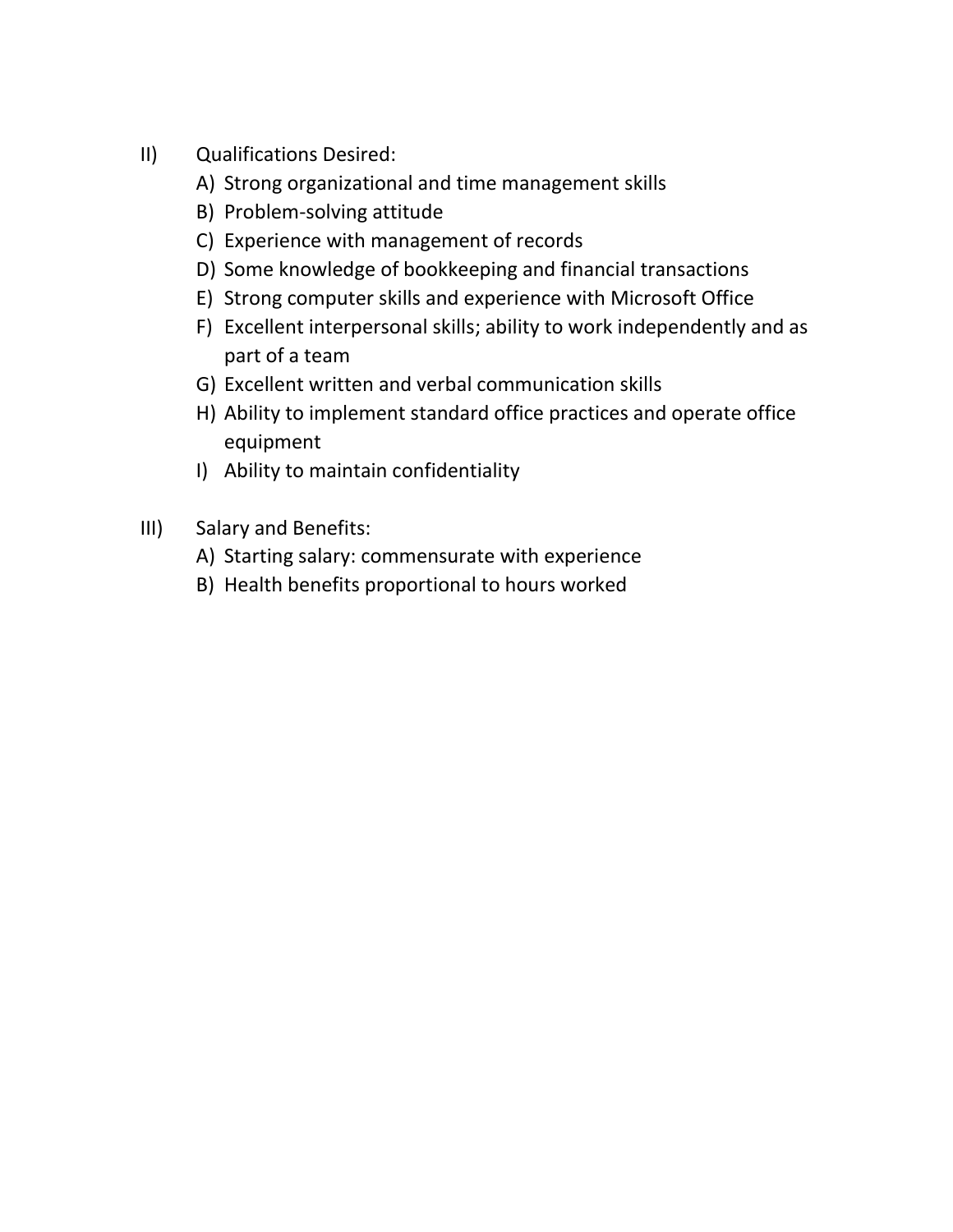II) Qualifications Desired:

A) Strong organizational and time management skills
B) Problem-solving attitude
C) Experience with management of records
D) Some knowledge of bookkeeping and financial transactions
E) Strong computer skills and experience with Microsoft Office
F) Excellent interpersonal skills; ability to work independently and as part of a team
G) Excellent written and verbal communication skills
H) Ability to implement standard office practices and operate office equipment
I) Ability to maintain confidentiality

III) Salary and Benefits:

A) Starting salary: commensurate with experience
B) Health benefits proportional to hours worked